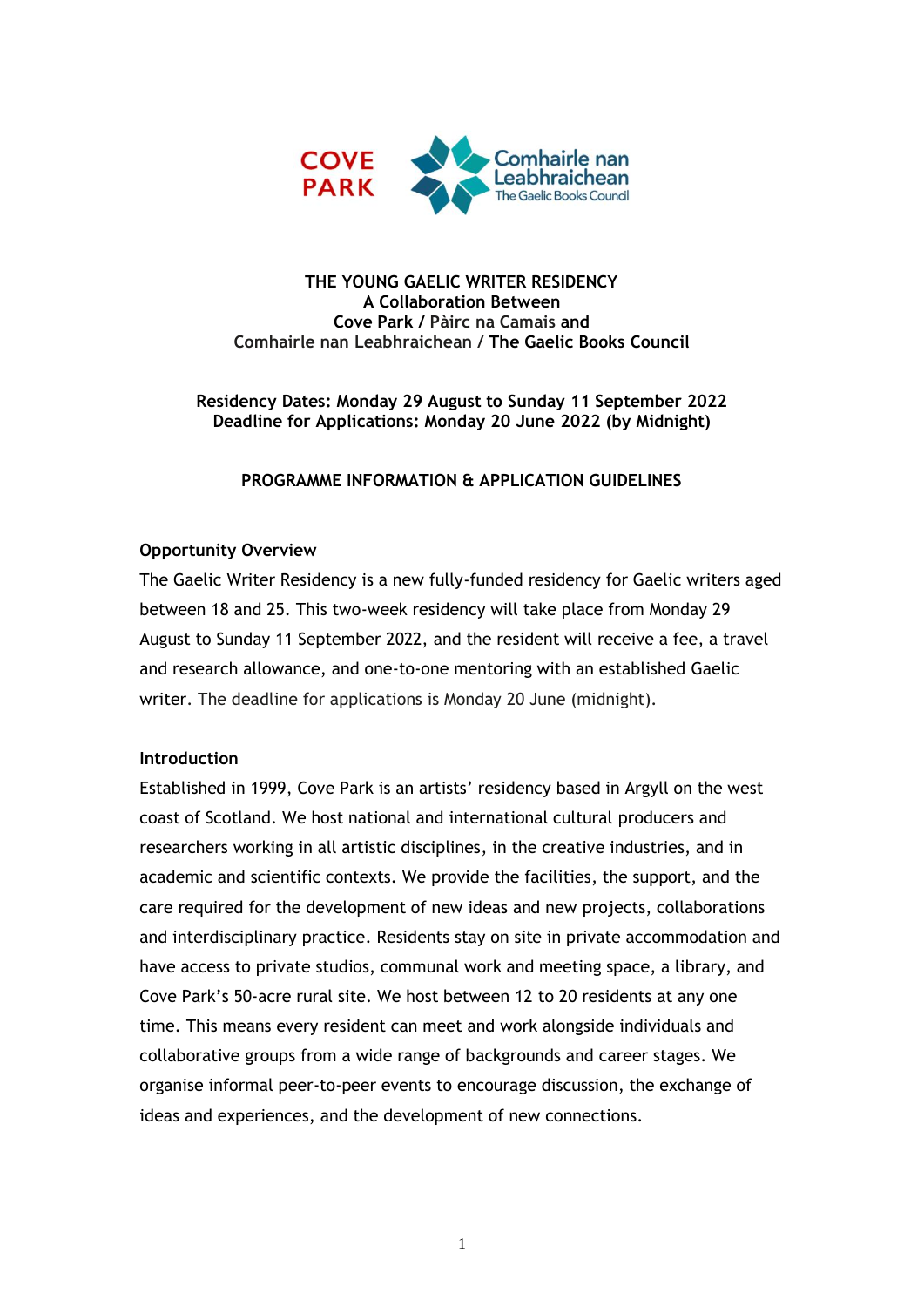**THE YOUNG GAELIC WRITER RESIDENCY**
**A Collaboration Between**
**Cove Park / Pàirc na Camais and**
**Comhairle nan Leabhraichean / The Gaelic Books Council**

**Residency Dates: Monday 29 August to Sunday 11 September 2022**
**Deadline for Applications: Monday 20 June 2022 (by Midnight)**

**PROGRAMME INFORMATION & APPLICATION GUIDELINES**

## Opportunity Overview

The Gaelic Writer Residency is a new fully-funded residency for Gaelic writers aged between 18 and 25. This two-week residency will take place from Monday 29 August to Sunday 11 September 2022, and the resident will receive a fee, a travel and research allowance, and one-to-one mentoring with an established Gaelic writer. The deadline for applications is Monday 20 June (midnight).

## Introduction

Established in 1999, Cove Park is an artists' residency based in Argyll on the west coast of Scotland. We host national and international cultural producers and researchers working in all artistic disciplines, in the creative industries, and in academic and scientific contexts. We provide the facilities, the support, and the care required for the development of new ideas and new projects, collaborations and interdisciplinary practice. Residents stay on site in private accommodation and have access to private studios, communal work and meeting space, a library, and Cove Park's 50-acre rural site. We host between 12 to 20 residents at any one time. This means every resident can meet and work alongside individuals and collaborative groups from a wide range of backgrounds and career stages. We organise informal peer-to-peer events to encourage discussion, the exchange of ideas and experiences, and the development of new connections.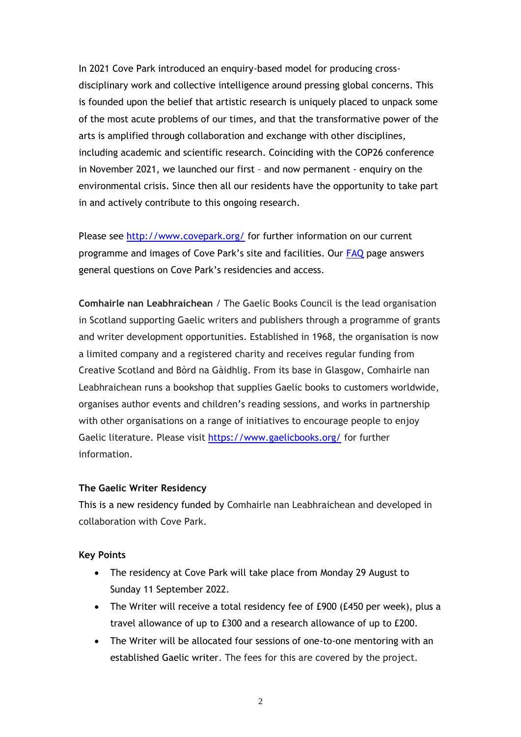In 2021 Cove Park introduced an enquiry-based model for producing cross-disciplinary work and collective intelligence around pressing global concerns. This is founded upon the belief that artistic research is uniquely placed to unpack some of the most acute problems of our times, and that the transformative power of the arts is amplified through collaboration and exchange with other disciplines, including academic and scientific research. Coinciding with the COP26 conference in November 2021, we launched our first – and now permanent - enquiry on the environmental crisis. Since then all our residents have the opportunity to take part in and actively contribute to this ongoing research.

Please see [http://www.covepark.org/](http://www.covepark.org/) for further information on our current programme and images of Cove Park's site and facilities. Our [FAQ](FAQ) page answers general questions on Cove Park's residencies and access.

**Comhairle nan Leabhraichean** / The Gaelic Books Council is the lead organisation in Scotland supporting Gaelic writers and publishers through a programme of grants and writer development opportunities. Established in 1968, the organisation is now a limited company and a registered charity and receives regular funding from Creative Scotland and Bòrd na Gàidhlig. From its base in Glasgow, Comhairle nan Leabhraichean runs a bookshop that supplies Gaelic books to customers worldwide, organises author events and children's reading sessions, and works in partnership with other organisations on a range of initiatives to encourage people to enjoy Gaelic literature. Please visit [https://www.gaelicbooks.org/](https://www.gaelicbooks.org/) for further information.

**The Gaelic Writer Residency**

This is a new residency funded by Comhairle nan Leabhraichean and developed in collaboration with Cove Park.

**Key Points**

- The residency at Cove Park will take place from Monday 29 August to Sunday 11 September 2022.
- The Writer will receive a total residency fee of £900 (£450 per week), plus a travel allowance of up to £300 and a research allowance of up to £200.
- The Writer will be allocated four sessions of one-to-one mentoring with an established Gaelic writer. The fees for this are covered by the project.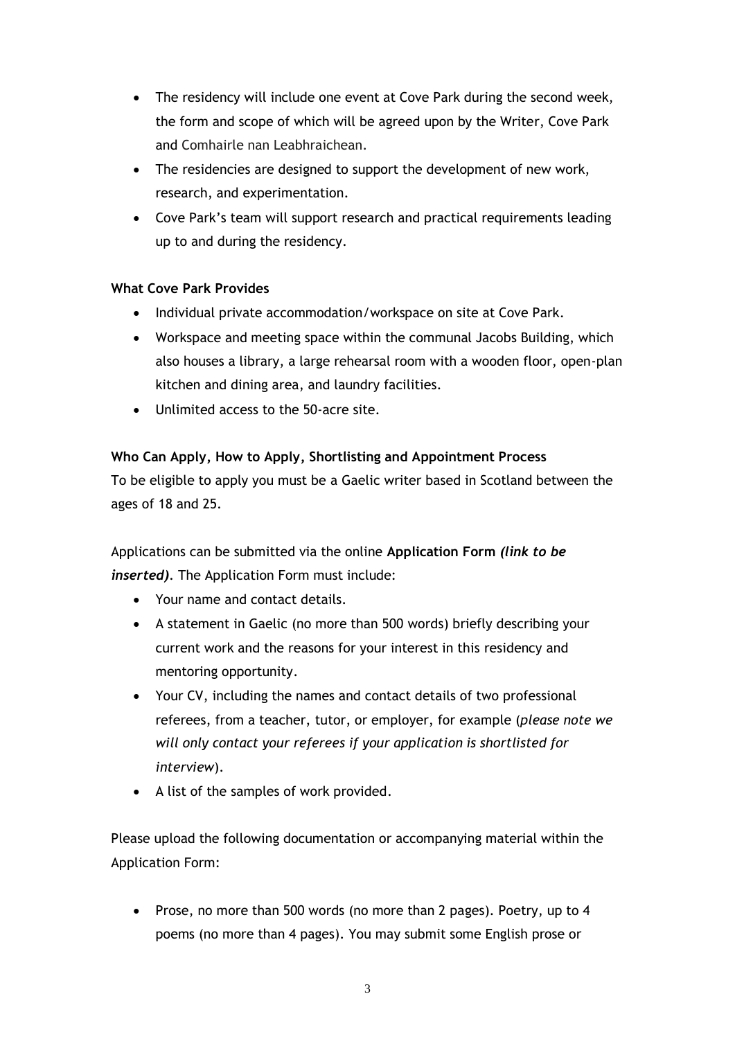- The residency will include one event at Cove Park during the second week, the form and scope of which will be agreed upon by the Writer, Cove Park and Comhairle nan Leabhraichean.
- The residencies are designed to support the development of new work, research, and experimentation.
- Cove Park's team will support research and practical requirements leading up to and during the residency.

**What Cove Park Provides**

- Individual private accommodation/workspace on site at Cove Park.
- Workspace and meeting space within the communal Jacobs Building, which also houses a library, a large rehearsal room with a wooden floor, open-plan kitchen and dining area, and laundry facilities.
- Unlimited access to the 50-acre site.

**Who Can Apply, How to Apply, Shortlisting and Appointment Process**

To be eligible to apply you must be a Gaelic writer based in Scotland between the ages of 18 and 25.

Applications can be submitted via the online **Application Form** ***(link to be inserted)***. The Application Form must include:

- Your name and contact details.
- A statement in Gaelic (no more than 500 words) briefly describing your current work and the reasons for your interest in this residency and mentoring opportunity.
- Your CV, including the names and contact details of two professional referees, from a teacher, tutor, or employer, for example (*please note we will only contact your referees if your application is shortlisted for interview*).
- A list of the samples of work provided.

Please upload the following documentation or accompanying material within the Application Form:

- Prose, no more than 500 words (no more than 2 pages). Poetry, up to 4 poems (no more than 4 pages). You may submit some English prose or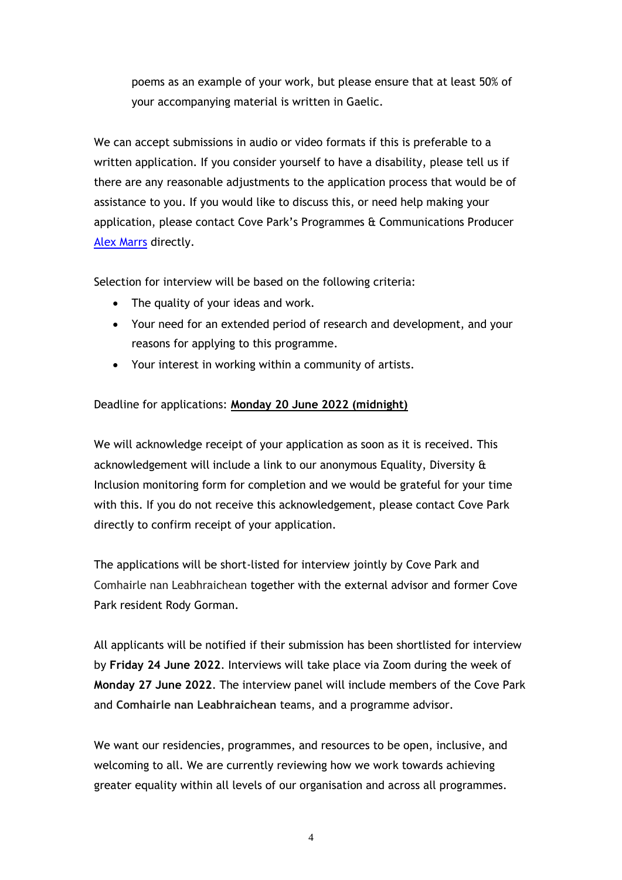poems as an example of your work, but please ensure that at least 50% of your accompanying material is written in Gaelic.

We can accept submissions in audio or video formats if this is preferable to a written application. If you consider yourself to have a disability, please tell us if there are any reasonable adjustments to the application process that would be of assistance to you. If you would like to discuss this, or need help making your application, please contact Cove Park's Programmes & Communications Producer Alex Marrs directly.

Selection for interview will be based on the following criteria:

- The quality of your ideas and work.
- Your need for an extended period of research and development, and your reasons for applying to this programme.
- Your interest in working within a community of artists.

Deadline for applications: **Monday 20 June 2022 (midnight)**

We will acknowledge receipt of your application as soon as it is received. This acknowledgement will include a link to our anonymous Equality, Diversity & Inclusion monitoring form for completion and we would be grateful for your time with this. If you do not receive this acknowledgement, please contact Cove Park directly to confirm receipt of your application.

The applications will be short-listed for interview jointly by Cove Park and Comhairle nan Leabhraichean together with the external advisor and former Cove Park resident Rody Gorman.

All applicants will be notified if their submission has been shortlisted for interview by **Friday 24 June 2022**. Interviews will take place via Zoom during the week of **Monday 27 June 2022**. The interview panel will include members of the Cove Park and **Comhairle nan Leabhraichean** teams, and a programme advisor.

We want our residencies, programmes, and resources to be open, inclusive, and welcoming to all. We are currently reviewing how we work towards achieving greater equality within all levels of our organisation and across all programmes.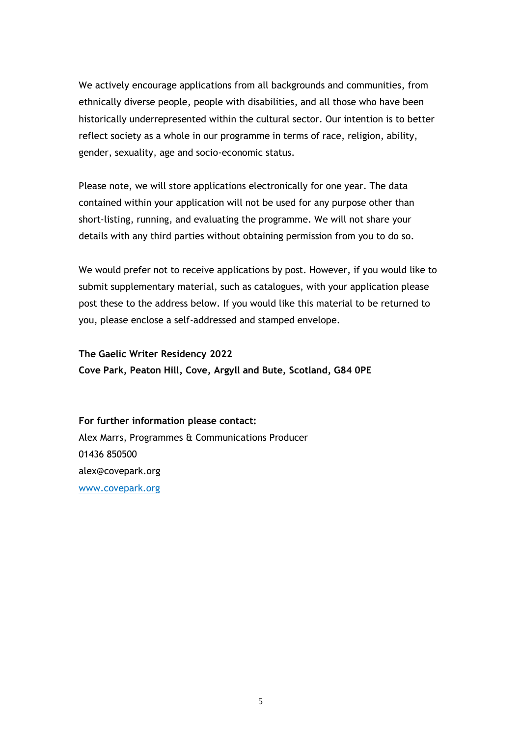We actively encourage applications from all backgrounds and communities, from ethnically diverse people, people with disabilities, and all those who have been historically underrepresented within the cultural sector. Our intention is to better reflect society as a whole in our programme in terms of race, religion, ability, gender, sexuality, age and socio-economic status.

Please note, we will store applications electronically for one year. The data contained within your application will not be used for any purpose other than short-listing, running, and evaluating the programme. We will not share your details with any third parties without obtaining permission from you to do so.

We would prefer not to receive applications by post. However, if you would like to submit supplementary material, such as catalogues, with your application please post these to the address below. If you would like this material to be returned to you, please enclose a self-addressed and stamped envelope.

**The Gaelic Writer Residency 2022**
**Cove Park, Peaton Hill, Cove, Argyll and Bute, Scotland, G84 0PE**

**For further information please contact:**
Alex Marrs, Programmes & Communications Producer
01436 850500
alex@covepark.org
www.covepark.org